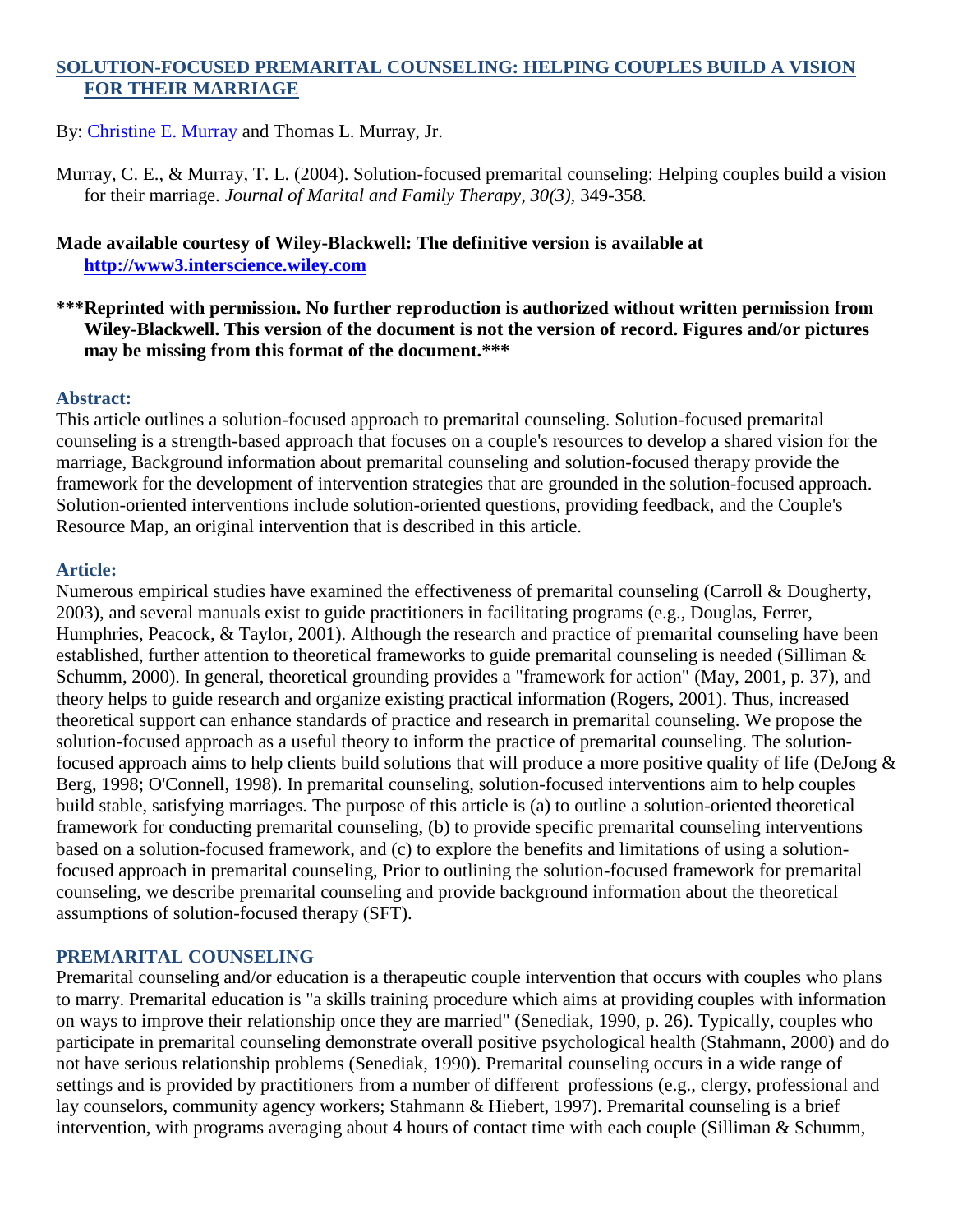# SOLUTION-FOCUSED PREMARITAL COUNSELING: HELPING COUPLES BUILD A VISION FOR THEIR MARRIAGE

By: Christine E. Murray and Thomas L. Murray, Jr.

Murray, C. E., & Murray, T. L. (2004). Solution-focused premarital counseling: Helping couples build a vision for their marriage. *Journal of Marital and Family Therapy, 30(3),* 349-358*.*

**Made available courtesy of Wiley-Blackwell: The definitive version is available at http://www3.interscience.wiley.com**

**\*\*\*Reprinted with permission. No further reproduction is authorized without written permission from Wiley-Blackwell. This version of the document is not the version of record. Figures and/or pictures may be missing from this format of the document.\*\*\***

## Abstract:

This article outlines a solution-focused approach to premarital counseling. Solution-focused premarital counseling is a strength-based approach that focuses on a couple's resources to develop a shared vision for the marriage, Background information about premarital counseling and solution-focused therapy provide the framework for the development of intervention strategies that are grounded in the solution-focused approach. Solution-oriented interventions include solution-oriented questions, providing feedback, and the Couple's Resource Map, an original intervention that is described in this article.

## Article:

Numerous empirical studies have examined the effectiveness of premarital counseling (Carroll & Dougherty, 2003), and several manuals exist to guide practitioners in facilitating programs (e.g., Douglas, Ferrer, Humphries, Peacock, & Taylor, 2001). Although the research and practice of premarital counseling have been established, further attention to theoretical frameworks to guide premarital counseling is needed (Silliman & Schumm, 2000). In general, theoretical grounding provides a "framework for action" (May, 2001, p. 37), and theory helps to guide research and organize existing practical information (Rogers, 2001). Thus, increased theoretical support can enhance standards of practice and research in premarital counseling. We propose the solution-focused approach as a useful theory to inform the practice of premarital counseling. The solution-focused approach aims to help clients build solutions that will produce a more positive quality of life (DeJong & Berg, 1998; O'Connell, 1998). In premarital counseling, solution-focused interventions aim to help couples build stable, satisfying marriages. The purpose of this article is (a) to outline a solution-oriented theoretical framework for conducting premarital counseling, (b) to provide specific premarital counseling interventions based on a solution-focused framework, and (c) to explore the benefits and limitations of using a solution-focused approach in premarital counseling, Prior to outlining the solution-focused framework for premarital counseling, we describe premarital counseling and provide background information about the theoretical assumptions of solution-focused therapy (SFT).

## PREMARITAL COUNSELING

Premarital counseling and/or education is a therapeutic couple intervention that occurs with couples who plans to marry. Premarital education is "a skills training procedure which aims at providing couples with information on ways to improve their relationship once they are married" (Senediak, 1990, p. 26). Typically, couples who participate in premarital counseling demonstrate overall positive psychological health (Stahmann, 2000) and do not have serious relationship problems (Senediak, 1990). Premarital counseling occurs in a wide range of settings and is provided by practitioners from a number of different professions (e.g., clergy, professional and lay counselors, community agency workers; Stahmann & Hiebert, 1997). Premarital counseling is a brief intervention, with programs averaging about 4 hours of contact time with each couple (Silliman & Schumm,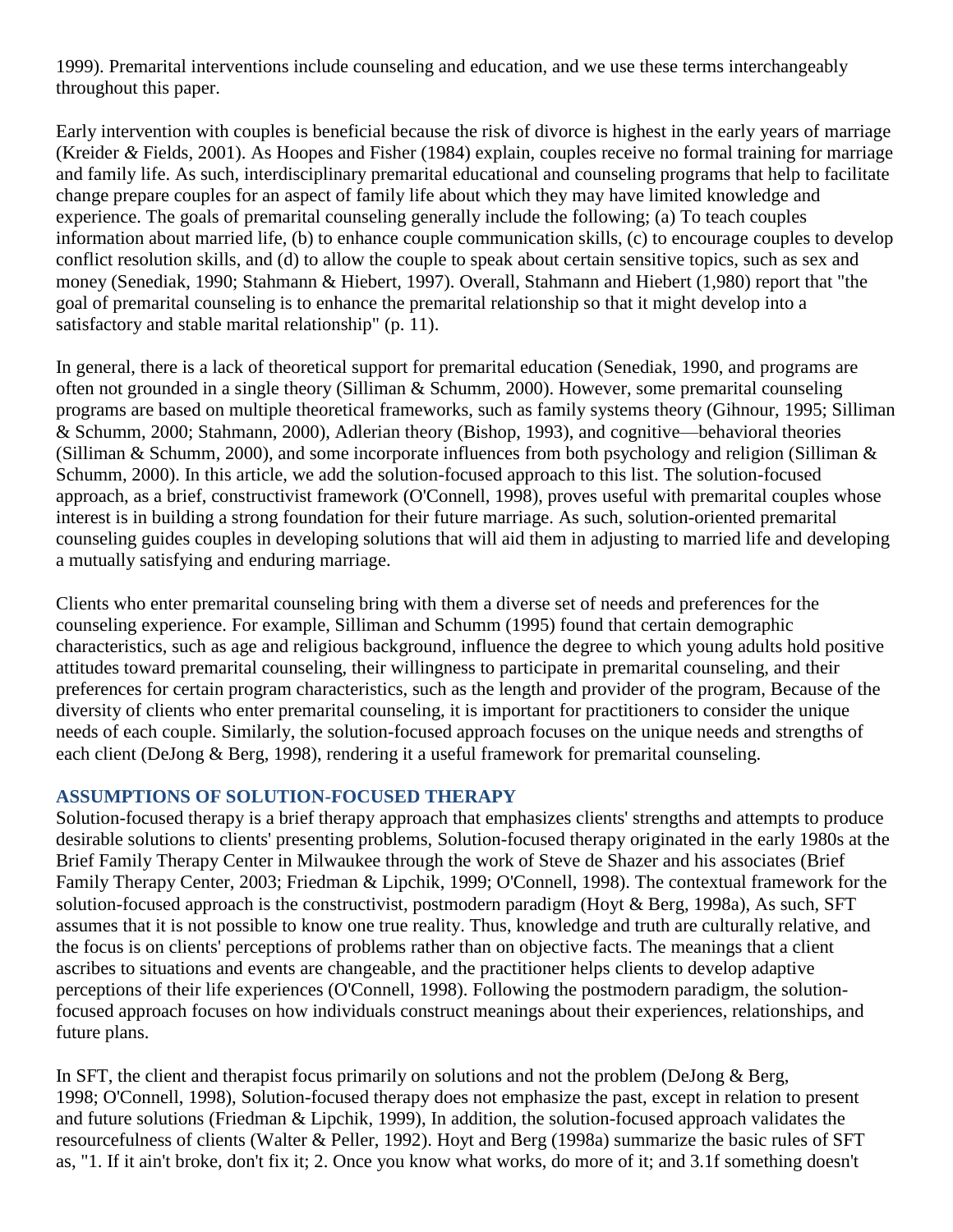1999). Premarital interventions include counseling and education, and we use these terms interchangeably throughout this paper.

Early intervention with couples is beneficial because the risk of divorce is highest in the early years of marriage (Kreider *&* Fields, 2001). As Hoopes and Fisher (1984) explain, couples receive no formal training for marriage and family life. As such, interdisciplinary premarital educational and counseling programs that help to facilitate change prepare couples for an aspect of family life about which they may have limited knowledge and experience. The goals of premarital counseling generally include the following; (a) To teach couples information about married life, (b) to enhance couple communication skills, (c) to encourage couples to develop conflict resolution skills, and (d) to allow the couple to speak about certain sensitive topics, such as sex and money (Senediak, 1990; Stahmann & Hiebert, 1997). Overall, Stahmann and Hiebert (1,980) report that "the goal of premarital counseling is to enhance the premarital relationship so that it might develop into a satisfactory and stable marital relationship" (p. 11).

In general, there is a lack of theoretical support for premarital education (Senediak, 1990, and programs are often not grounded in a single theory (Silliman & Schumm, 2000). However, some premarital counseling programs are based on multiple theoretical frameworks, such as family systems theory (Gihnour, 1995; Silliman & Schumm, 2000; Stahmann, 2000), Adlerian theory (Bishop, 1993), and cognitive—behavioral theories (Silliman & Schumm, 2000), and some incorporate influences from both psychology and religion (Silliman & Schumm, 2000). In this article, we add the solution-focused approach to this list. The solution-focused approach, as a brief, constructivist framework (O'Connell, 1998), proves useful with premarital couples whose interest is in building a strong foundation for their future marriage. As such, solution-oriented premarital counseling guides couples in developing solutions that will aid them in adjusting to married life and developing a mutually satisfying and enduring marriage.

Clients who enter premarital counseling bring with them a diverse set of needs and preferences for the counseling experience. For example, Silliman and Schumm (1995) found that certain demographic characteristics, such as age and religious background, influence the degree to which young adults hold positive attitudes toward premarital counseling, their willingness to participate in premarital counseling, and their preferences for certain program characteristics, such as the length and provider of the program, Because of the diversity of clients who enter premarital counseling, it is important for practitioners to consider the unique needs of each couple. Similarly, the solution-focused approach focuses on the unique needs and strengths of each client (DeJong & Berg, 1998), rendering it a useful framework for premarital counseling.

## ASSUMPTIONS OF SOLUTION-FOCUSED THERAPY

Solution-focused therapy is a brief therapy approach that emphasizes clients' strengths and attempts to produce desirable solutions to clients' presenting problems, Solution-focused therapy originated in the early 1980s at the Brief Family Therapy Center in Milwaukee through the work of Steve de Shazer and his associates (Brief Family Therapy Center, 2003; Friedman & Lipchik, 1999; O'Connell, 1998). The contextual framework for the solution-focused approach is the constructivist, postmodern paradigm (Hoyt & Berg, 1998a), As such, SFT assumes that it is not possible to know one true reality. Thus, knowledge and truth are culturally relative, and the focus is on clients' perceptions of problems rather than on objective facts. The meanings that a client ascribes to situations and events are changeable, and the practitioner helps clients to develop adaptive perceptions of their life experiences (O'Connell, 1998). Following the postmodern paradigm, the solution-focused approach focuses on how individuals construct meanings about their experiences, relationships, and future plans.

In SFT, the client and therapist focus primarily on solutions and not the problem (DeJong & Berg, 1998; O'Connell, 1998), Solution-focused therapy does not emphasize the past, except in relation to present and future solutions (Friedman & Lipchik, 1999), In addition, the solution-focused approach validates the resourcefulness of clients (Walter & Peller, 1992). Hoyt and Berg (1998a) summarize the basic rules of SFT as, "1. If it ain't broke, don't fix it; 2. Once you know what works, do more of it; and 3.1f something doesn't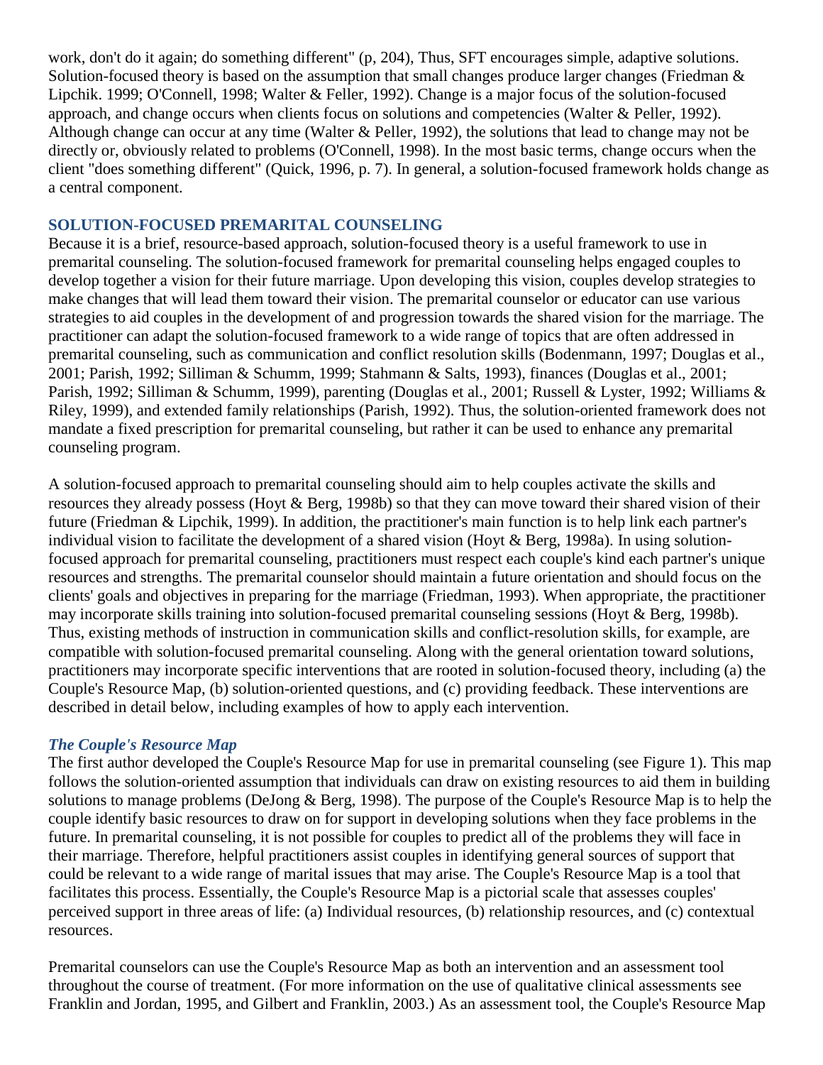work, don't do it again; do something different" (p, 204), Thus, SFT encourages simple, adaptive solutions. Solution-focused theory is based on the assumption that small changes produce larger changes (Friedman & Lipchik. 1999; O'Connell, 1998; Walter & Feller, 1992). Change is a major focus of the solution-focused approach, and change occurs when clients focus on solutions and competencies (Walter & Peller, 1992). Although change can occur at any time (Walter & Peller, 1992), the solutions that lead to change may not be directly or, obviously related to problems (O'Connell, 1998). In the most basic terms, change occurs when the client "does something different" (Quick, 1996, p. 7). In general, a solution-focused framework holds change as a central component.

## SOLUTION-FOCUSED PREMARITAL COUNSELING

Because it is a brief, resource-based approach, solution-focused theory is a useful framework to use in premarital counseling. The solution-focused framework for premarital counseling helps engaged couples to develop together a vision for their future marriage. Upon developing this vision, couples develop strategies to make changes that will lead them toward their vision. The premarital counselor or educator can use various strategies to aid couples in the development of and progression towards the shared vision for the marriage. The practitioner can adapt the solution-focused framework to a wide range of topics that are often addressed in premarital counseling, such as communication and conflict resolution skills (Bodenmann, 1997; Douglas et al., 2001; Parish, 1992; Silliman & Schumm, 1999; Stahmann & Salts, 1993), finances (Douglas et al., 2001; Parish, 1992; Silliman & Schumm, 1999), parenting (Douglas et al., 2001; Russell & Lyster, 1992; Williams & Riley, 1999), and extended family relationships (Parish, 1992). Thus, the solution-oriented framework does not mandate a fixed prescription for premarital counseling, but rather it can be used to enhance any premarital counseling program.

A solution-focused approach to premarital counseling should aim to help couples activate the skills and resources they already possess (Hoyt & Berg, 1998b) so that they can move toward their shared vision of their future (Friedman & Lipchik, 1999). In addition, the practitioner's main function is to help link each partner's individual vision to facilitate the development of a shared vision (Hoyt & Berg, 1998a). In using solution-focused approach for premarital counseling, practitioners must respect each couple's kind each partner's unique resources and strengths. The premarital counselor should maintain a future orientation and should focus on the clients' goals and objectives in preparing for the marriage (Friedman, 1993). When appropriate, the practitioner may incorporate skills training into solution-focused premarital counseling sessions (Hoyt & Berg, 1998b). Thus, existing methods of instruction in communication skills and conflict-resolution skills, for example, are compatible with solution-focused premarital counseling. Along with the general orientation toward solutions, practitioners may incorporate specific interventions that are rooted in solution-focused theory, including (a) the Couple's Resource Map, (b) solution-oriented questions, and (c) providing feedback. These interventions are described in detail below, including examples of how to apply each intervention.

### *The Couple's Resource Map*

The first author developed the Couple's Resource Map for use in premarital counseling (see Figure 1). This map follows the solution-oriented assumption that individuals can draw on existing resources to aid them in building solutions to manage problems (DeJong & Berg, 1998). The purpose of the Couple's Resource Map is to help the couple identify basic resources to draw on for support in developing solutions when they face problems in the future. In premarital counseling, it is not possible for couples to predict all of the problems they will face in their marriage. Therefore, helpful practitioners assist couples in identifying general sources of support that could be relevant to a wide range of marital issues that may arise. The Couple's Resource Map is a tool that facilitates this process. Essentially, the Couple's Resource Map is a pictorial scale that assesses couples' perceived support in three areas of life: (a) Individual resources, (b) relationship resources, and (c) contextual resources.

Premarital counselors can use the Couple's Resource Map as both an intervention and an assessment tool throughout the course of treatment. (For more information on the use of qualitative clinical assessments see Franklin and Jordan, 1995, and Gilbert and Franklin, 2003.) As an assessment tool, the Couple's Resource Map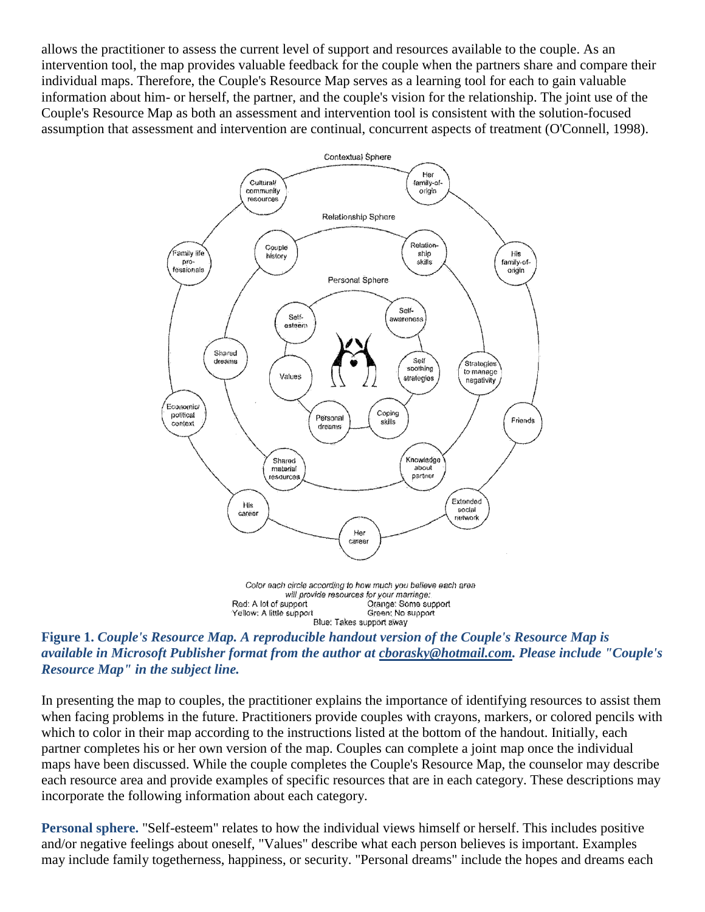allows the practitioner to assess the current level of support and resources available to the couple. As an intervention tool, the map provides valuable feedback for the couple when the partners share and compare their individual maps. Therefore, the Couple's Resource Map serves as a learning tool for each to gain valuable information about him- or herself, the partner, and the couple's vision for the relationship. The joint use of the Couple's Resource Map as both an assessment and intervention tool is consistent with the solution-focused assumption that assessment and intervention are continual, concurrent aspects of treatment (O'Connell, 1998).

Contextual Sphere: Cultural/community resources, Her family-of-origin, His family-of-origin, Friends, Extended social network, Her career, His career, Economic/political context, Family life professionals

Relationship Sphere: Couple history, Relationship skills, Strategies to manage negativity, Knowledge about partner, Shared material resources, Shared dreams

Personal Sphere: Self-esteem, Self-awareness, Self soothing strategies, Coping skills, Personal dreams, Values

*Color each circle according to how much you believe each area will provide resources for your marriage:*

Red: A lot of support
Orange: Some support
Yellow: A little support
Green: No support
Blue: Takes support away

**Figure 1.** ***Couple's Resource Map. A reproducible handout version of the Couple's Resource Map is available in Microsoft Publisher format from the author at cborasky@hotmail.com. Please include "Couple's Resource Map" in the subject line.***

In presenting the map to couples, the practitioner explains the importance of identifying resources to assist them when facing problems in the future. Practitioners provide couples with crayons, markers, or colored pencils with which to color in their map according to the instructions listed at the bottom of the handout. Initially, each partner completes his or her own version of the map. Couples can complete a joint map once the individual maps have been discussed. While the couple completes the Couple's Resource Map, the counselor may describe each resource area and provide examples of specific resources that are in each category. These descriptions may incorporate the following information about each category.

**Personal sphere.** "Self-esteem" relates to how the individual views himself or herself. This includes positive and/or negative feelings about oneself, "Values" describe what each person believes is important. Examples may include family togetherness, happiness, or security. "Personal dreams" include the hopes and dreams each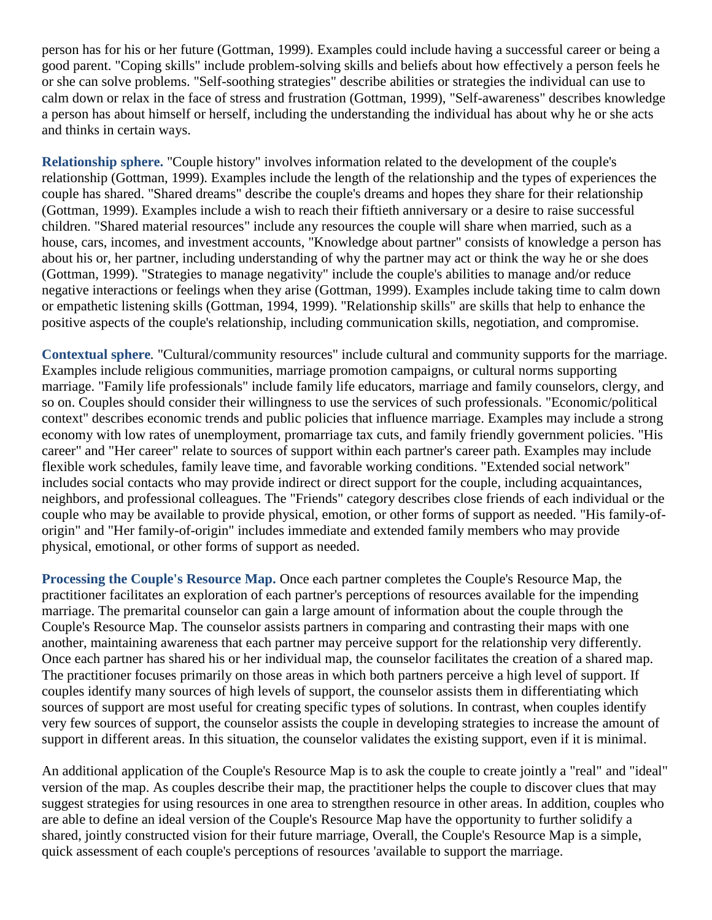person has for his or her future (Gottman, 1999). Examples could include having a successful career or being a good parent. "Coping skills" include problem-solving skills and beliefs about how effectively a person feels he or she can solve problems. "Self-soothing strategies" describe abilities or strategies the individual can use to calm down or relax in the face of stress and frustration (Gottman, 1999), "Self-awareness" describes knowledge a person has about himself or herself, including the understanding the individual has about why he or she acts and thinks in certain ways.

**Relationship sphere.** "Couple history" involves information related to the development of the couple's relationship (Gottman, 1999). Examples include the length of the relationship and the types of experiences the couple has shared. "Shared dreams" describe the couple's dreams and hopes they share for their relationship (Gottman, 1999). Examples include a wish to reach their fiftieth anniversary or a desire to raise successful children. "Shared material resources" include any resources the couple will share when married, such as a house, cars, incomes, and investment accounts, "Knowledge about partner" consists of knowledge a person has about his or, her partner, including understanding of why the partner may act or think the way he or she does (Gottman, 1999). "Strategies to manage negativity" include the couple's abilities to manage and/or reduce negative interactions or feelings when they arise (Gottman, 1999). Examples include taking time to calm down or empathetic listening skills (Gottman, 1994, 1999). "Relationship skills" are skills that help to enhance the positive aspects of the couple's relationship, including communication skills, negotiation, and compromise.

**Contextual sphere***.* "Cultural/community resources" include cultural and community supports for the marriage. Examples include religious communities, marriage promotion campaigns, or cultural norms supporting marriage. "Family life professionals" include family life educators, marriage and family counselors, clergy, and so on. Couples should consider their willingness to use the services of such professionals. "Economic/political context" describes economic trends and public policies that influence marriage. Examples may include a strong economy with low rates of unemployment, promarriage tax cuts, and family friendly government policies. "His career" and "Her career" relate to sources of support within each partner's career path. Examples may include flexible work schedules, family leave time, and favorable working conditions. "Extended social network" includes social contacts who may provide indirect or direct support for the couple, including acquaintances, neighbors, and professional colleagues. The "Friends" category describes close friends of each individual or the couple who may be available to provide physical, emotion, or other forms of support as needed. "His family-of-origin" and "Her family-of-origin" includes immediate and extended family members who may provide physical, emotional, or other forms of support as needed.

**Processing the Couple's Resource Map.** Once each partner completes the Couple's Resource Map, the practitioner facilitates an exploration of each partner's perceptions of resources available for the impending marriage. The premarital counselor can gain a large amount of information about the couple through the Couple's Resource Map. The counselor assists partners in comparing and contrasting their maps with one another, maintaining awareness that each partner may perceive support for the relationship very differently. Once each partner has shared his or her individual map, the counselor facilitates the creation of a shared map. The practitioner focuses primarily on those areas in which both partners perceive a high level of support. If couples identify many sources of high levels of support, the counselor assists them in differentiating which sources of support are most useful for creating specific types of solutions. In contrast, when couples identify very few sources of support, the counselor assists the couple in developing strategies to increase the amount of support in different areas. In this situation, the counselor validates the existing support, even if it is minimal.

An additional application of the Couple's Resource Map is to ask the couple to create jointly a "real" and "ideal" version of the map. As couples describe their map, the practitioner helps the couple to discover clues that may suggest strategies for using resources in one area to strengthen resource in other areas. In addition, couples who are able to define an ideal version of the Couple's Resource Map have the opportunity to further solidify a shared, jointly constructed vision for their future marriage, Overall, the Couple's Resource Map is a simple, quick assessment of each couple's perceptions of resources 'available to support the marriage.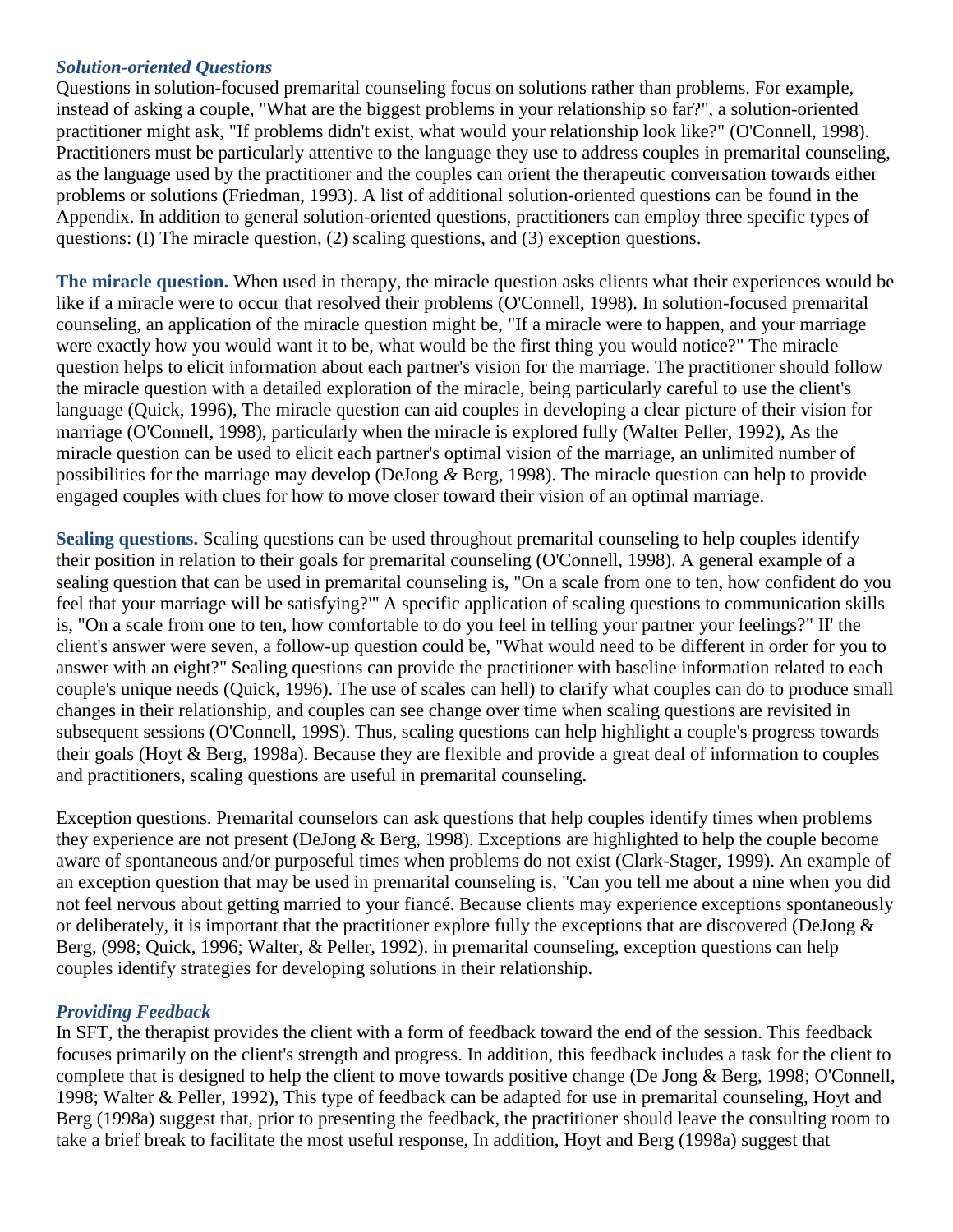### *Solution-oriented Questions*

Questions in solution-focused premarital counseling focus on solutions rather than problems. For example, instead of asking a couple, "What are the biggest problems in your relationship so far?", a solution-oriented practitioner might ask, "If problems didn't exist, what would your relationship look like?" (O'Connell, 1998). Practitioners must be particularly attentive to the language they use to address couples in premarital counseling, as the language used by the practitioner and the couples can orient the therapeutic conversation towards either problems or solutions (Friedman, 1993). A list of additional solution-oriented questions can be found in the Appendix. In addition to general solution-oriented questions, practitioners can employ three specific types of questions: (I) The miracle question, (2) scaling questions, and (3) exception questions.

**The miracle question.** When used in therapy, the miracle question asks clients what their experiences would be like if a miracle were to occur that resolved their problems (O'Connell, 1998). In solution-focused premarital counseling, an application of the miracle question might be, "If a miracle were to happen, and your marriage were exactly how you would want it to be, what would be the first thing you would notice?" The miracle question helps to elicit information about each partner's vision for the marriage. The practitioner should follow the miracle question with a detailed exploration of the miracle, being particularly careful to use the client's language (Quick, 1996), The miracle question can aid couples in developing a clear picture of their vision for marriage (O'Connell, 1998), particularly when the miracle is explored fully (Walter Peller, 1992), As the miracle question can be used to elicit each partner's optimal vision of the marriage, an unlimited number of possibilities for the marriage may develop (DeJong *&* Berg, 1998). The miracle question can help to provide engaged couples with clues for how to move closer toward their vision of an optimal marriage.

**Sealing questions.** Scaling questions can be used throughout premarital counseling to help couples identify their position in relation to their goals for premarital counseling (O'Connell, 1998). A general example of a sealing question that can be used in premarital counseling is, "On a scale from one to ten, how confident do you feel that your marriage will be satisfying?'" A specific application of scaling questions to communication skills is, "On a scale from one to ten, how comfortable to do you feel in telling your partner your feelings?" II' the client's answer were seven, a follow-up question could be, "What would need to be different in order for you to answer with an eight?" Sealing questions can provide the practitioner with baseline information related to each couple's unique needs (Quick, 1996). The use of scales can hell) to clarify what couples can do to produce small changes in their relationship, and couples can see change over time when scaling questions are revisited in subsequent sessions (O'Connell, 199S). Thus, scaling questions can help highlight a couple's progress towards their goals (Hoyt & Berg, 1998a). Because they are flexible and provide a great deal of information to couples and practitioners, scaling questions are useful in premarital counseling.

Exception questions. Premarital counselors can ask questions that help couples identify times when problems they experience are not present (DeJong & Berg, 1998). Exceptions are highlighted to help the couple become aware of spontaneous and/or purposeful times when problems do not exist (Clark-Stager, 1999). An example of an exception question that may be used in premarital counseling is, "Can you tell me about a nine when you did not feel nervous about getting married to your fiancé. Because clients may experience exceptions spontaneously or deliberately, it is important that the practitioner explore fully the exceptions that are discovered (DeJong & Berg, (998; Quick, 1996; Walter, & Peller, 1992). in premarital counseling, exception questions can help couples identify strategies for developing solutions in their relationship.

### *Providing Feedback*

In SFT, the therapist provides the client with a form of feedback toward the end of the session. This feedback focuses primarily on the client's strength and progress. In addition, this feedback includes a task for the client to complete that is designed to help the client to move towards positive change (De Jong & Berg, 1998; O'Connell, 1998; Walter & Peller, 1992), This type of feedback can be adapted for use in premarital counseling, Hoyt and Berg (1998a) suggest that, prior to presenting the feedback, the practitioner should leave the consulting room to take a brief break to facilitate the most useful response, In addition, Hoyt and Berg (1998a) suggest that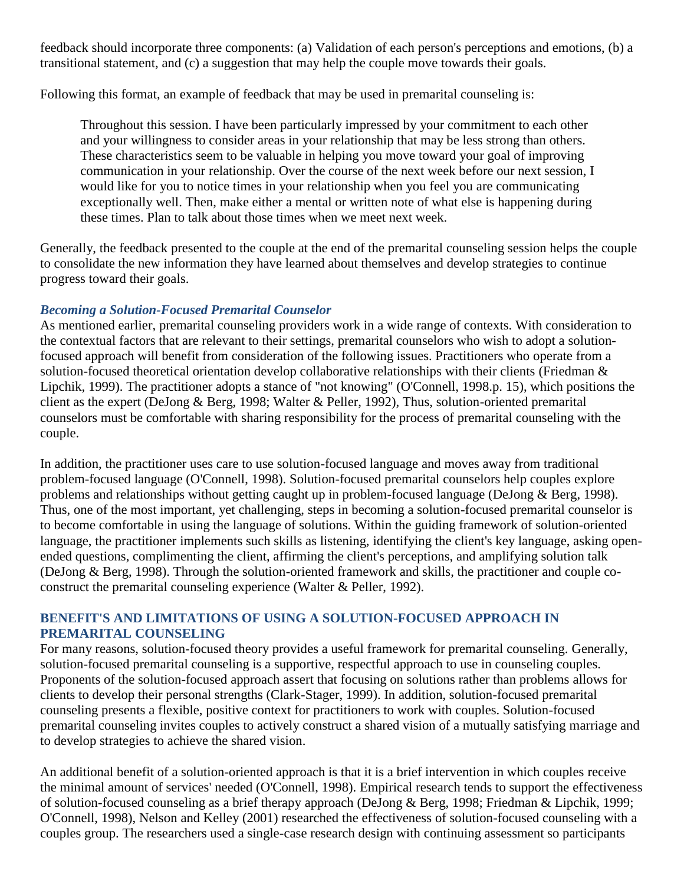feedback should incorporate three components: (a) Validation of each person's perceptions and emotions, (b) a transitional statement, and (c) a suggestion that may help the couple move towards their goals.

Following this format, an example of feedback that may be used in premarital counseling is:

> Throughout this session. I have been particularly impressed by your commitment to each other and your willingness to consider areas in your relationship that may be less strong than others. These characteristics seem to be valuable in helping you move toward your goal of improving communication in your relationship. Over the course of the next week before our next session, I would like for you to notice times in your relationship when you feel you are communicating exceptionally well. Then, make either a mental or written note of what else is happening during these times. Plan to talk about those times when we meet next week.

Generally, the feedback presented to the couple at the end of the premarital counseling session helps the couple to consolidate the new information they have learned about themselves and develop strategies to continue progress toward their goals.

### *Becoming a Solution-Focused Premarital Counselor*

As mentioned earlier, premarital counseling providers work in a wide range of contexts. With consideration to the contextual factors that are relevant to their settings, premarital counselors who wish to adopt a solution-focused approach will benefit from consideration of the following issues. Practitioners who operate from a solution-focused theoretical orientation develop collaborative relationships with their clients (Friedman & Lipchik, 1999). The practitioner adopts a stance of "not knowing" (O'Connell, 1998.p. 15), which positions the client as the expert (DeJong & Berg, 1998; Walter & Peller, 1992), Thus, solution-oriented premarital counselors must be comfortable with sharing responsibility for the process of premarital counseling with the couple.

In addition, the practitioner uses care to use solution-focused language and moves away from traditional problem-focused language (O'Connell, 1998). Solution-focused premarital counselors help couples explore problems and relationships without getting caught up in problem-focused language (DeJong & Berg, 1998). Thus, one of the most important, yet challenging, steps in becoming a solution-focused premarital counselor is to become comfortable in using the language of solutions. Within the guiding framework of solution-oriented language, the practitioner implements such skills as listening, identifying the client's key language, asking open-ended questions, complimenting the client, affirming the client's perceptions, and amplifying solution talk (DeJong & Berg, 1998). Through the solution-oriented framework and skills, the practitioner and couple co-construct the premarital counseling experience (Walter & Peller, 1992).

## BENEFIT'S AND LIMITATIONS OF USING A SOLUTION-FOCUSED APPROACH IN PREMARITAL COUNSELING

For many reasons, solution-focused theory provides a useful framework for premarital counseling. Generally, solution-focused premarital counseling is a supportive, respectful approach to use in counseling couples. Proponents of the solution-focused approach assert that focusing on solutions rather than problems allows for clients to develop their personal strengths (Clark-Stager, 1999). In addition, solution-focused premarital counseling presents a flexible, positive context for practitioners to work with couples. Solution-focused premarital counseling invites couples to actively construct a shared vision of a mutually satisfying marriage and to develop strategies to achieve the shared vision.

An additional benefit of a solution-oriented approach is that it is a brief intervention in which couples receive the minimal amount of services' needed (O'Connell, 1998). Empirical research tends to support the effectiveness of solution-focused counseling as a brief therapy approach (DeJong & Berg, 1998; Friedman & Lipchik, 1999; O'Connell, 1998), Nelson and Kelley (2001) researched the effectiveness of solution-focused counseling with a couples group. The researchers used a single-case research design with continuing assessment so participants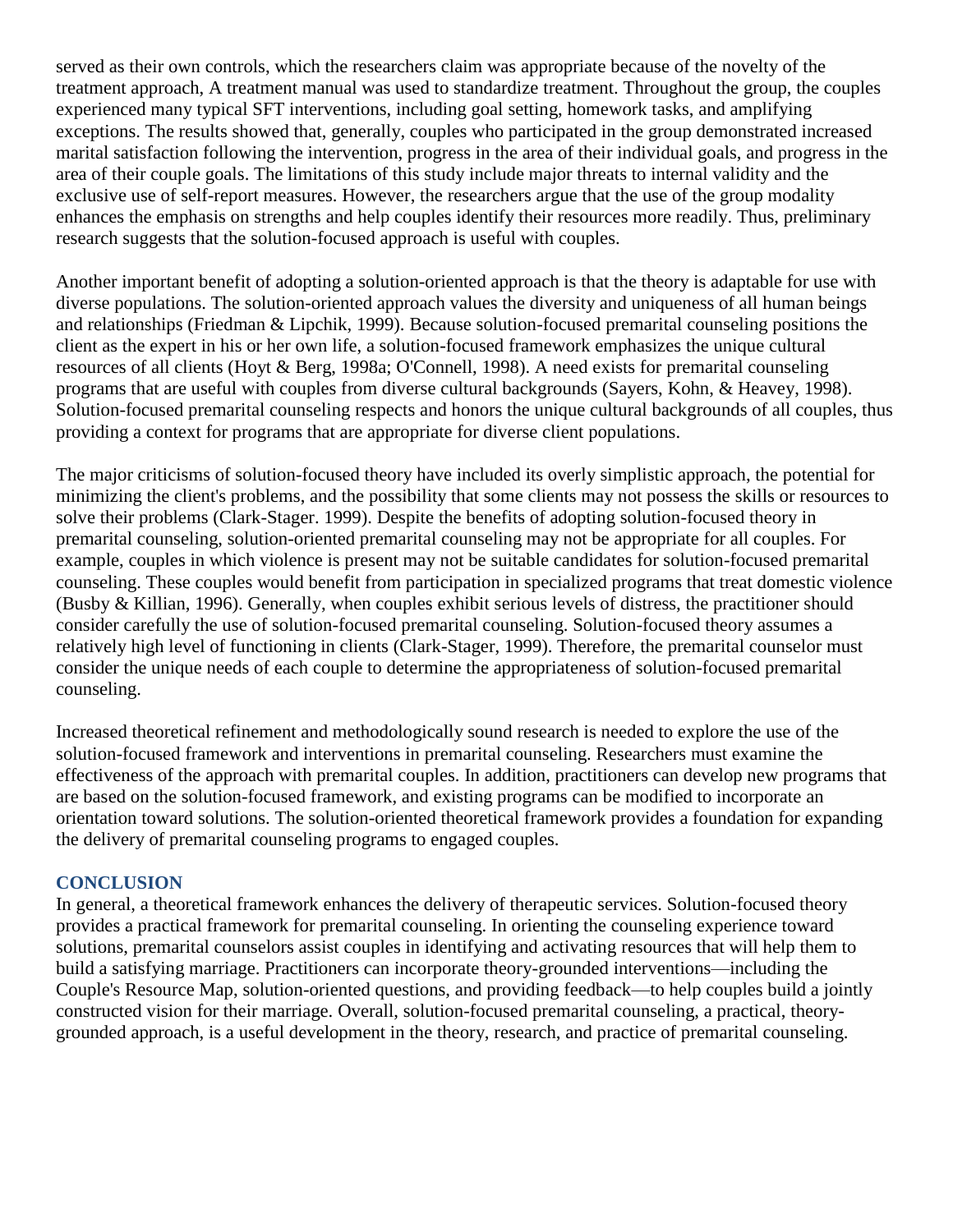served as their own controls, which the researchers claim was appropriate because of the novelty of the treatment approach, A treatment manual was used to standardize treatment. Throughout the group, the couples experienced many typical SFT interventions, including goal setting, homework tasks, and amplifying exceptions. The results showed that, generally, couples who participated in the group demonstrated increased marital satisfaction following the intervention, progress in the area of their individual goals, and progress in the area of their couple goals. The limitations of this study include major threats to internal validity and the exclusive use of self-report measures. However, the researchers argue that the use of the group modality enhances the emphasis on strengths and help couples identify their resources more readily. Thus, preliminary research suggests that the solution-focused approach is useful with couples.

Another important benefit of adopting a solution-oriented approach is that the theory is adaptable for use with diverse populations. The solution-oriented approach values the diversity and uniqueness of all human beings and relationships (Friedman & Lipchik, 1999). Because solution-focused premarital counseling positions the client as the expert in his or her own life, a solution-focused framework emphasizes the unique cultural resources of all clients (Hoyt & Berg, 1998a; O'Connell, 1998). A need exists for premarital counseling programs that are useful with couples from diverse cultural backgrounds (Sayers, Kohn, & Heavey, 1998). Solution-focused premarital counseling respects and honors the unique cultural backgrounds of all couples, thus providing a context for programs that are appropriate for diverse client populations.

The major criticisms of solution-focused theory have included its overly simplistic approach, the potential for minimizing the client's problems, and the possibility that some clients may not possess the skills or resources to solve their problems (Clark-Stager. 1999). Despite the benefits of adopting solution-focused theory in premarital counseling, solution-oriented premarital counseling may not be appropriate for all couples. For example, couples in which violence is present may not be suitable candidates for solution-focused premarital counseling. These couples would benefit from participation in specialized programs that treat domestic violence (Busby & Killian, 1996). Generally, when couples exhibit serious levels of distress, the practitioner should consider carefully the use of solution-focused premarital counseling. Solution-focused theory assumes a relatively high level of functioning in clients (Clark-Stager, 1999). Therefore, the premarital counselor must consider the unique needs of each couple to determine the appropriateness of solution-focused premarital counseling.

Increased theoretical refinement and methodologically sound research is needed to explore the use of the solution-focused framework and interventions in premarital counseling. Researchers must examine the effectiveness of the approach with premarital couples. In addition, practitioners can develop new programs that are based on the solution-focused framework, and existing programs can be modified to incorporate an orientation toward solutions. The solution-oriented theoretical framework provides a foundation for expanding the delivery of premarital counseling programs to engaged couples.

## CONCLUSION

In general, a theoretical framework enhances the delivery of therapeutic services. Solution-focused theory provides a practical framework for premarital counseling. In orienting the counseling experience toward solutions, premarital counselors assist couples in identifying and activating resources that will help them to build a satisfying marriage. Practitioners can incorporate theory-grounded interventions—including the Couple's Resource Map, solution-oriented questions, and providing feedback—to help couples build a jointly constructed vision for their marriage. Overall, solution-focused premarital counseling, a practical, theory-grounded approach, is a useful development in the theory, research, and practice of premarital counseling.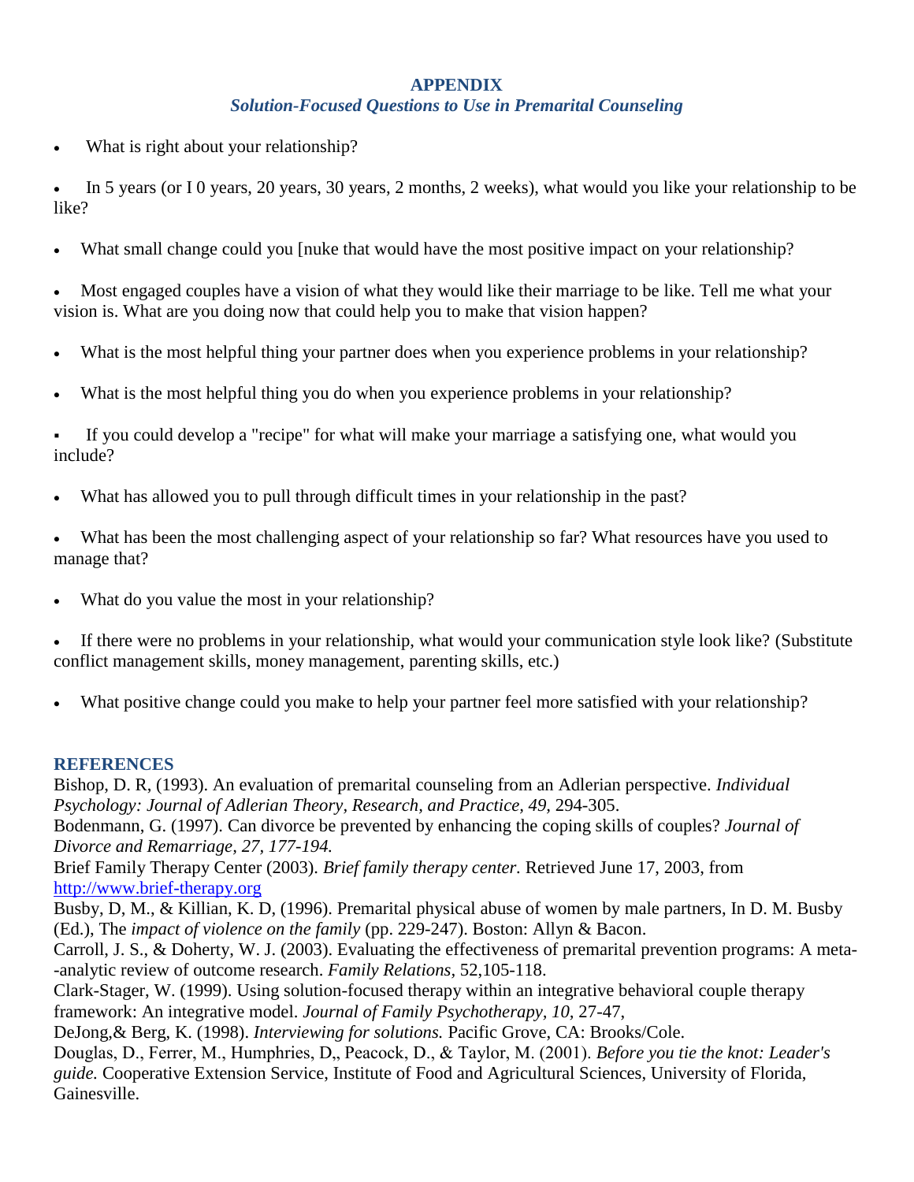## APPENDIX

### *Solution-Focused Questions to Use in Premarital Counseling*

- What is right about your relationship?

- In 5 years (or I 0 years, 20 years, 30 years, 2 months, 2 weeks), what would you like your relationship to be like?

- What small change could you [nuke that would have the most positive impact on your relationship?

- Most engaged couples have a vision of what they would like their marriage to be like. Tell me what your vision is. What are you doing now that could help you to make that vision happen?

- What is the most helpful thing your partner does when you experience problems in your relationship?

- What is the most helpful thing you do when you experience problems in your relationship?

- If you could develop a "recipe" for what will make your marriage a satisfying one, what would you include?

- What has allowed you to pull through difficult times in your relationship in the past?

- What has been the most challenging aspect of your relationship so far? What resources have you used to manage that?

- What do you value the most in your relationship?

- If there were no problems in your relationship, what would your communication style look like? (Substitute conflict management skills, money management, parenting skills, etc.)

- What positive change could you make to help your partner feel more satisfied with your relationship?

## REFERENCES

Bishop, D. R, (1993). An evaluation of premarital counseling from an Adlerian perspective. *Individual Psychology: Journal of Adlerian Theory, Research, and Practice, 49,* 294-305.

Bodenmann, G. (1997). Can divorce be prevented by enhancing the coping skills of couples? *Journal of Divorce and Remarriage, 27, 177-194.*

Brief Family Therapy Center (2003). *Brief family therapy center.* Retrieved June 17, 2003, from http://www.brief-therapy.org

Busby, D, M., & Killian, K. D, (1996). Premarital physical abuse of women by male partners, In D. M. Busby (Ed.), The *impact of violence on the family* (pp. 229-247). Boston: Allyn & Bacon.

Carroll, J. S., & Doherty, W. J. (2003). Evaluating the effectiveness of premarital prevention programs: A meta--analytic review of outcome research. *Family Relations*, 52,105-118.

Clark-Stager, W. (1999). Using solution-focused therapy within an integrative behavioral couple therapy framework: An integrative model. *Journal of Family Psychotherapy, 10,* 27-47,

DeJong,& Berg, K. (1998). *Interviewing for solutions.* Pacific Grove, CA: Brooks/Cole.

Douglas, D., Ferrer, M., Humphries, D,, Peacock, D., & Taylor, M. (2001). *Before you tie the knot: Leader's guide.* Cooperative Extension Service, Institute of Food and Agricultural Sciences, University of Florida, Gainesville.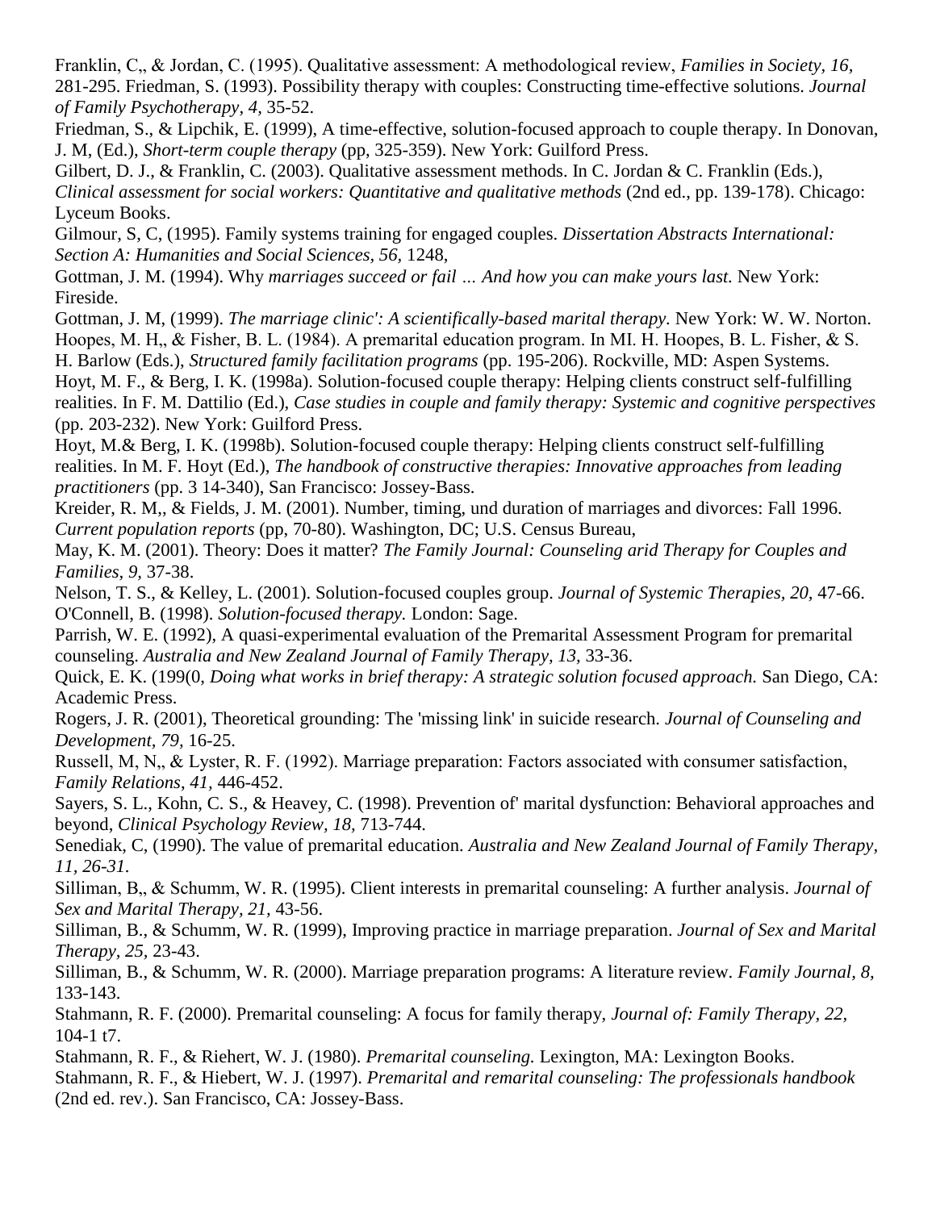Franklin, C,, & Jordan, C. (1995). Qualitative assessment: A methodological review, *Families in Society, 16,* 281-295. Friedman, S. (1993). Possibility therapy with couples: Constructing time-effective solutions. *Journal of Family Psychotherapy, 4,* 35-52.

Friedman, S., & Lipchik, E. (1999), A time-effective, solution-focused approach to couple therapy. In Donovan, J. M, (Ed.), *Short-term couple therapy* (pp, 325-359). New York: Guilford Press.

Gilbert, D. J., & Franklin, C. (2003). Qualitative assessment methods. In C. Jordan & C. Franklin (Eds.), *Clinical assessment for social workers: Quantitative and qualitative methods* (2nd ed., pp. 139-178). Chicago: Lyceum Books.

Gilmour, S, C, (1995). Family systems training for engaged couples. *Dissertation Abstracts International: Section A: Humanities and Social Sciences, 56,* 1248,

Gottman, J. M. (1994). Why *marriages succeed or fail … And how you can make yours last.* New York: Fireside.

Gottman, J. M, (1999). *The marriage clinic': A scientifically-based marital therapy.* New York: W. W. Norton.

Hoopes, M. H,, & Fisher, B. L. (1984). A premarital education program. In MI. H. Hoopes, B. L. Fisher, & S. H. Barlow (Eds.), *Structured family facilitation programs* (pp. 195-206). Rockville, MD: Aspen Systems.

Hoyt, M. F., & Berg, I. K. (1998a). Solution-focused couple therapy: Helping clients construct self-fulfilling realities. In F. M. Dattilio (Ed.), *Case studies in couple and family therapy: Systemic and cognitive perspectives* (pp. 203-232). New York: Guilford Press.

Hoyt, M.& Berg, I. K. (1998b). Solution-focused couple therapy: Helping clients construct self-fulfilling realities. In M. F. Hoyt (Ed.), *The handbook of constructive therapies: Innovative approaches from leading practitioners* (pp. 3 14-340), San Francisco: Jossey-Bass.

Kreider, R. M,, & Fields, J. M. (2001). Number, timing, und duration of marriages and divorces: Fall 1996. *Current population reports* (pp, 70-80). Washington, DC; U.S. Census Bureau,

May, K. M. (2001). Theory: Does it matter? *The Family Journal: Counseling arid Therapy for Couples and Families, 9,* 37-38.

Nelson, T. S., & Kelley, L. (2001). Solution-focused couples group. *Journal of Systemic Therapies, 20,* 47-66.

O'Connell, B. (1998). *Solution-focused therapy.* London: Sage.

Parrish, W. E. (1992), A quasi-experimental evaluation of the Premarital Assessment Program for premarital counseling. *Australia and New Zealand Journal of Family Therapy, 13,* 33-36.

Quick, E. K. (199(0, *Doing what works in brief therapy: A strategic solution focused approach.* San Diego, CA: Academic Press.

Rogers, J. R. (2001), Theoretical grounding: The 'missing link' in suicide research. *Journal of Counseling and Development, 79,* 16-25.

Russell, M, N,, & Lyster, R. F. (1992). Marriage preparation: Factors associated with consumer satisfaction, *Family Relations, 41,* 446-452.

Sayers, S. L., Kohn, C. S., & Heavey, C. (1998). Prevention of' marital dysfunction: Behavioral approaches and beyond, *Clinical Psychology Review, 18,* 713-744.

Senediak, C, (1990). The value of premarital education. *Australia and New Zealand Journal of Family Therapy, 11, 26-31.*

Silliman, B,, & Schumm, W. R. (1995). Client interests in premarital counseling: A further analysis. *Journal of Sex and Marital Therapy, 21,* 43-56.

Silliman, B., & Schumm, W. R. (1999), Improving practice in marriage preparation. *Journal of Sex and Marital Therapy, 25,* 23-43.

Silliman, B., & Schumm, W. R. (2000). Marriage preparation programs: A literature review. *Family Journal, 8,* 133-143.

Stahmann, R. F. (2000). Premarital counseling: A focus for family therapy, *Journal of: Family Therapy, 22,* 104-1 t7.

Stahmann, R. F., & Riehert, W. J. (1980). *Premarital counseling.* Lexington, MA: Lexington Books.

Stahmann, R. F., & Hiebert, W. J. (1997). *Premarital and remarital counseling: The professionals handbook* (2nd ed. rev.). San Francisco, CA: Jossey-Bass.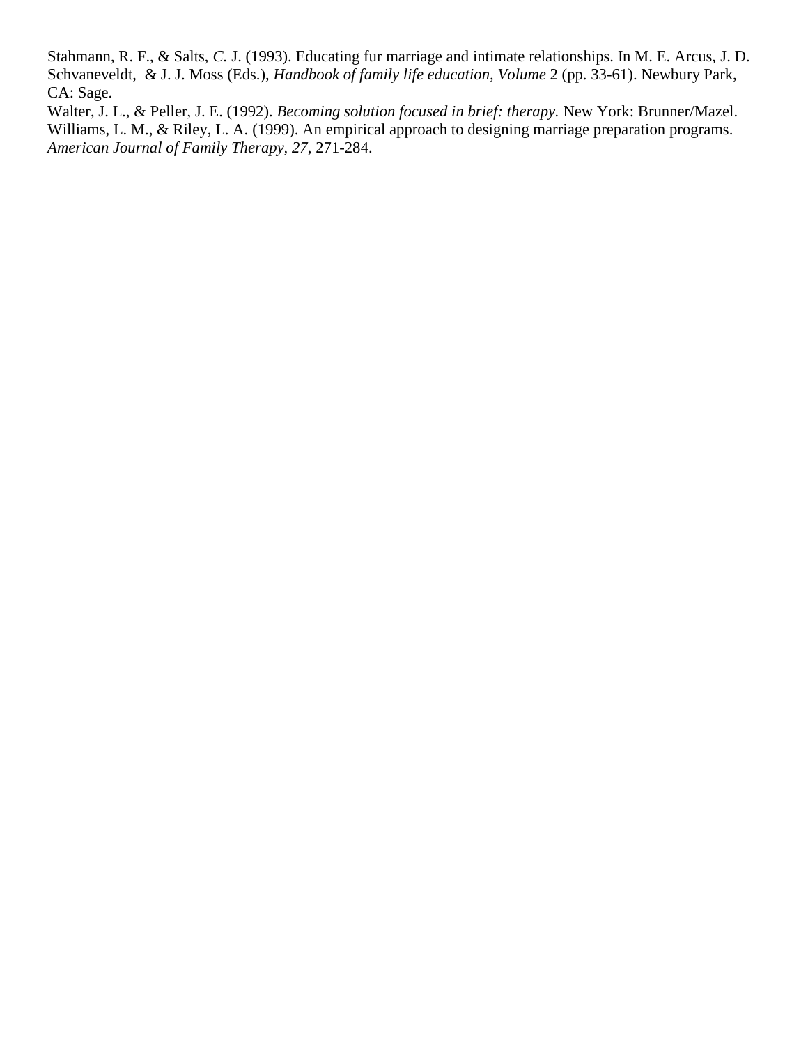Stahmann, R. F., & Salts, *C.* J. (1993). Educating fur marriage and intimate relationships. In M. E. Arcus, J. D. Schvaneveldt, & J. J. Moss (Eds.), *Handbook of family life education, Volume* 2 (pp. 33-61). Newbury Park, CA: Sage.

Walter, J. L., & Peller, J. E. (1992). *Becoming solution focused in brief: therapy.* New York: Brunner/Mazel.

Williams, L. M., & Riley, L. A. (1999). An empirical approach to designing marriage preparation programs. *American Journal of Family Therapy*, *27*, 271-284.